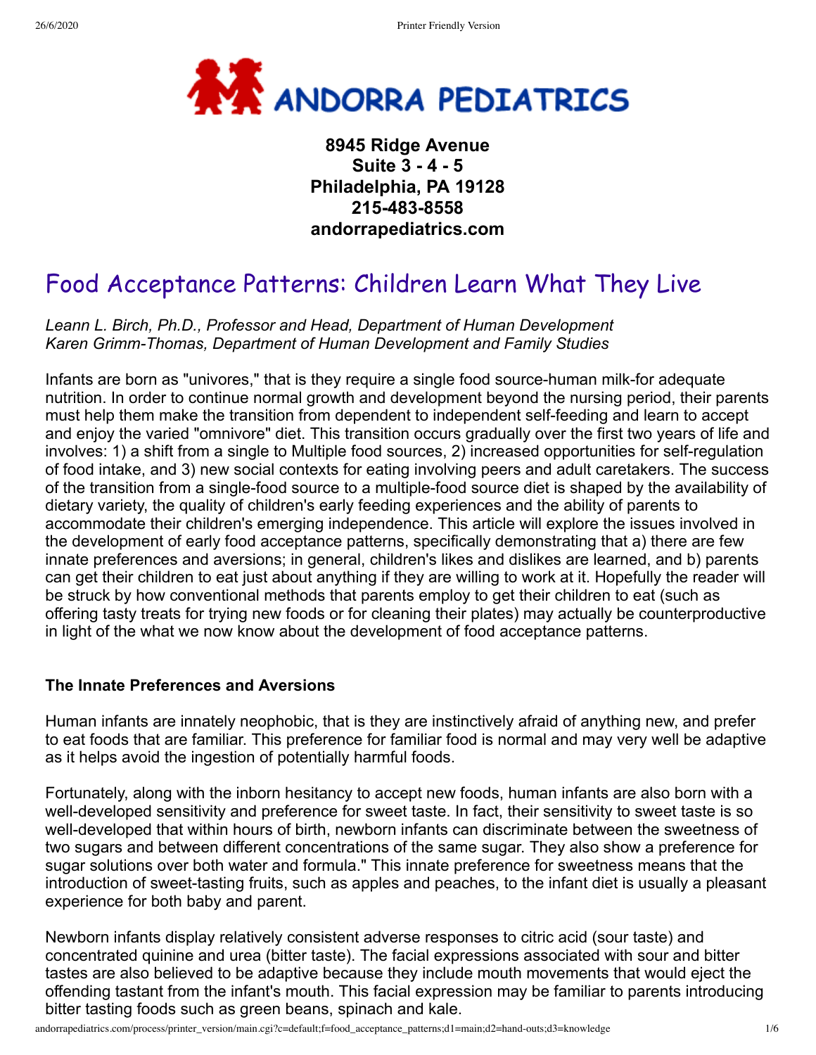# ANDORRA PEDIATRICS

**8945 Ridge Avenue**
**Suite 3 - 4 - 5**
**Philadelphia, PA 19128**
**215-483-8558**
**andorrapediatrics.com**

## Food Acceptance Patterns: Children Learn What They Live

*Leann L. Birch, Ph.D., Professor and Head, Department of Human Development*
*Karen Grimm-Thomas, Department of Human Development and Family Studies*

Infants are born as "univores," that is they require a single food source-human milk-for adequate nutrition. In order to continue normal growth and development beyond the nursing period, their parents must help them make the transition from dependent to independent self-feeding and learn to accept and enjoy the varied "omnivore" diet. This transition occurs gradually over the first two years of life and involves: 1) a shift from a single to Multiple food sources, 2) increased opportunities for self-regulation of food intake, and 3) new social contexts for eating involving peers and adult caretakers. The success of the transition from a single-food source to a multiple-food source diet is shaped by the availability of dietary variety, the quality of children's early feeding experiences and the ability of parents to accommodate their children's emerging independence. This article will explore the issues involved in the development of early food acceptance patterns, specifically demonstrating that a) there are few innate preferences and aversions; in general, children's likes and dislikes are learned, and b) parents can get their children to eat just about anything if they are willing to work at it. Hopefully the reader will be struck by how conventional methods that parents employ to get their children to eat (such as offering tasty treats for trying new foods or for cleaning their plates) may actually be counterproductive in light of the what we now know about the development of food acceptance patterns.

### The Innate Preferences and Aversions

Human infants are innately neophobic, that is they are instinctively afraid of anything new, and prefer to eat foods that are familiar. This preference for familiar food is normal and may very well be adaptive as it helps avoid the ingestion of potentially harmful foods.

Fortunately, along with the inborn hesitancy to accept new foods, human infants are also born with a well-developed sensitivity and preference for sweet taste. In fact, their sensitivity to sweet taste is so well-developed that within hours of birth, newborn infants can discriminate between the sweetness of two sugars and between different concentrations of the same sugar. They also show a preference for sugar solutions over both water and formula." This innate preference for sweetness means that the introduction of sweet-tasting fruits, such as apples and peaches, to the infant diet is usually a pleasant experience for both baby and parent.

Newborn infants display relatively consistent adverse responses to citric acid (sour taste) and concentrated quinine and urea (bitter taste). The facial expressions associated with sour and bitter tastes are also believed to be adaptive because they include mouth movements that would eject the offending tastant from the infant's mouth. This facial expression may be familiar to parents introducing bitter tasting foods such as green beans, spinach and kale.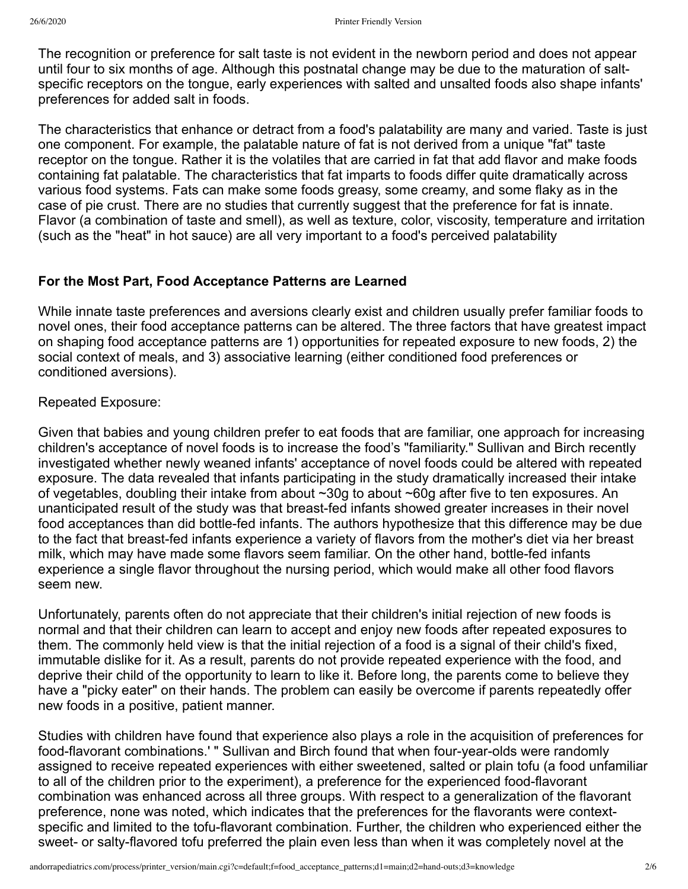The recognition or preference for salt taste is not evident in the newborn period and does not appear until four to six months of age. Although this postnatal change may be due to the maturation of salt-specific receptors on the tongue, early experiences with salted and unsalted foods also shape infants' preferences for added salt in foods.

The characteristics that enhance or detract from a food's palatability are many and varied. Taste is just one component. For example, the palatable nature of fat is not derived from a unique "fat" taste receptor on the tongue. Rather it is the volatiles that are carried in fat that add flavor and make foods containing fat palatable. The characteristics that fat imparts to foods differ quite dramatically across various food systems. Fats can make some foods greasy, some creamy, and some flaky as in the case of pie crust. There are no studies that currently suggest that the preference for fat is innate. Flavor (a combination of taste and smell), as well as texture, color, viscosity, temperature and irritation (such as the "heat" in hot sauce) are all very important to a food's perceived palatability

**For the Most Part, Food Acceptance Patterns are Learned**

While innate taste preferences and aversions clearly exist and children usually prefer familiar foods to novel ones, their food acceptance patterns can be altered. The three factors that have greatest impact on shaping food acceptance patterns are 1) opportunities for repeated exposure to new foods, 2) the social context of meals, and 3) associative learning (either conditioned food preferences or conditioned aversions).

Repeated Exposure:

Given that babies and young children prefer to eat foods that are familiar, one approach for increasing children's acceptance of novel foods is to increase the food's "familiarity." Sullivan and Birch recently investigated whether newly weaned infants' acceptance of novel foods could be altered with repeated exposure. The data revealed that infants participating in the study dramatically increased their intake of vegetables, doubling their intake from about ~30g to about ~60g after five to ten exposures. An unanticipated result of the study was that breast-fed infants showed greater increases in their novel food acceptances than did bottle-fed infants. The authors hypothesize that this difference may be due to the fact that breast-fed infants experience a variety of flavors from the mother's diet via her breast milk, which may have made some flavors seem familiar. On the other hand, bottle-fed infants experience a single flavor throughout the nursing period, which would make all other food flavors seem new.

Unfortunately, parents often do not appreciate that their children's initial rejection of new foods is normal and that their children can learn to accept and enjoy new foods after repeated exposures to them. The commonly held view is that the initial rejection of a food is a signal of their child's fixed, immutable dislike for it. As a result, parents do not provide repeated experience with the food, and deprive their child of the opportunity to learn to like it. Before long, the parents come to believe they have a "picky eater" on their hands. The problem can easily be overcome if parents repeatedly offer new foods in a positive, patient manner.

Studies with children have found that experience also plays a role in the acquisition of preferences for food-flavorant combinations.' " Sullivan and Birch found that when four-year-olds were randomly assigned to receive repeated experiences with either sweetened, salted or plain tofu (a food unfamiliar to all of the children prior to the experiment), a preference for the experienced food-flavorant combination was enhanced across all three groups. With respect to a generalization of the flavorant preference, none was noted, which indicates that the preferences for the flavorants were context-specific and limited to the tofu-flavorant combination. Further, the children who experienced either the sweet- or salty-flavored tofu preferred the plain even less than when it was completely novel at the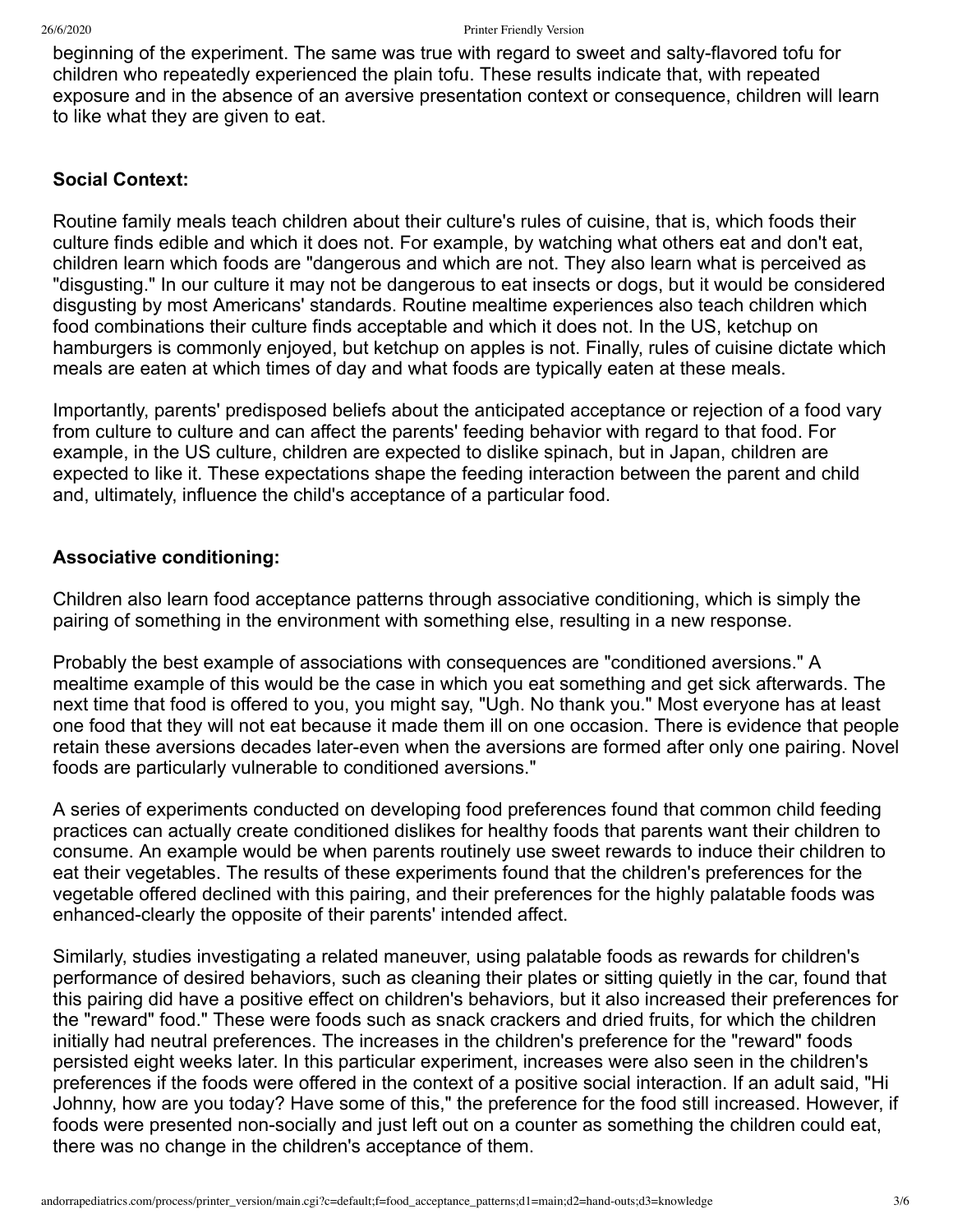beginning of the experiment. The same was true with regard to sweet and salty-flavored tofu for children who repeatedly experienced the plain tofu. These results indicate that, with repeated exposure and in the absence of an aversive presentation context or consequence, children will learn to like what they are given to eat.

**Social Context:**

Routine family meals teach children about their culture's rules of cuisine, that is, which foods their culture finds edible and which it does not. For example, by watching what others eat and don't eat, children learn which foods are "dangerous and which are not. They also learn what is perceived as "disgusting." In our culture it may not be dangerous to eat insects or dogs, but it would be considered disgusting by most Americans' standards. Routine mealtime experiences also teach children which food combinations their culture finds acceptable and which it does not. In the US, ketchup on hamburgers is commonly enjoyed, but ketchup on apples is not. Finally, rules of cuisine dictate which meals are eaten at which times of day and what foods are typically eaten at these meals.

Importantly, parents' predisposed beliefs about the anticipated acceptance or rejection of a food vary from culture to culture and can affect the parents' feeding behavior with regard to that food. For example, in the US culture, children are expected to dislike spinach, but in Japan, children are expected to like it. These expectations shape the feeding interaction between the parent and child and, ultimately, influence the child's acceptance of a particular food.

**Associative conditioning:**

Children also learn food acceptance patterns through associative conditioning, which is simply the pairing of something in the environment with something else, resulting in a new response.

Probably the best example of associations with consequences are "conditioned aversions." A mealtime example of this would be the case in which you eat something and get sick afterwards. The next time that food is offered to you, you might say, "Ugh. No thank you." Most everyone has at least one food that they will not eat because it made them ill on one occasion. There is evidence that people retain these aversions decades later-even when the aversions are formed after only one pairing. Novel foods are particularly vulnerable to conditioned aversions."

A series of experiments conducted on developing food preferences found that common child feeding practices can actually create conditioned dislikes for healthy foods that parents want their children to consume. An example would be when parents routinely use sweet rewards to induce their children to eat their vegetables. The results of these experiments found that the children's preferences for the vegetable offered declined with this pairing, and their preferences for the highly palatable foods was enhanced-clearly the opposite of their parents' intended affect.

Similarly, studies investigating a related maneuver, using palatable foods as rewards for children's performance of desired behaviors, such as cleaning their plates or sitting quietly in the car, found that this pairing did have a positive effect on children's behaviors, but it also increased their preferences for the "reward" food." These were foods such as snack crackers and dried fruits, for which the children initially had neutral preferences. The increases in the children's preference for the "reward" foods persisted eight weeks later. In this particular experiment, increases were also seen in the children's preferences if the foods were offered in the context of a positive social interaction. If an adult said, "Hi Johnny, how are you today? Have some of this," the preference for the food still increased. However, if foods were presented non-socially and just left out on a counter as something the children could eat, there was no change in the children's acceptance of them.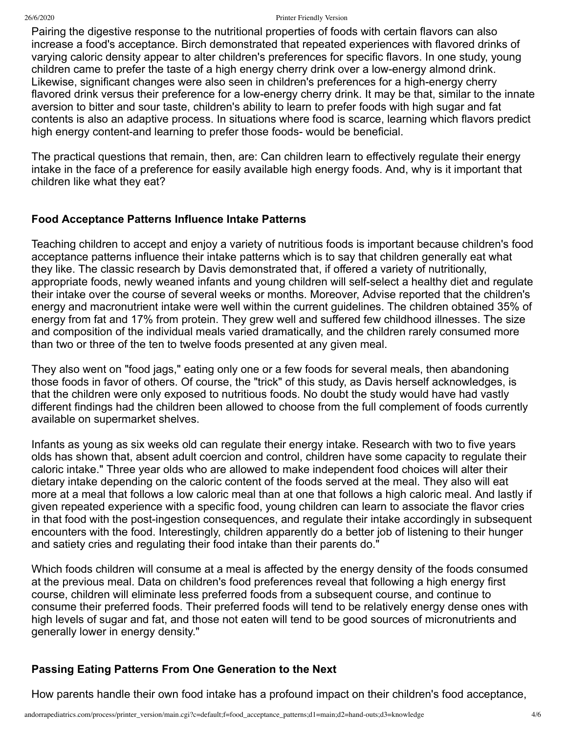Pairing the digestive response to the nutritional properties of foods with certain flavors can also increase a food's acceptance. Birch demonstrated that repeated experiences with flavored drinks of varying caloric density appear to alter children's preferences for specific flavors. In one study, young children came to prefer the taste of a high energy cherry drink over a low-energy almond drink. Likewise, significant changes were also seen in children's preferences for a high-energy cherry flavored drink versus their preference for a low-energy cherry drink. It may be that, similar to the innate aversion to bitter and sour taste, children's ability to learn to prefer foods with high sugar and fat contents is also an adaptive process. In situations where food is scarce, learning which flavors predict high energy content-and learning to prefer those foods- would be beneficial.

The practical questions that remain, then, are: Can children learn to effectively regulate their energy intake in the face of a preference for easily available high energy foods. And, why is it important that children like what they eat?

### Food Acceptance Patterns Influence Intake Patterns

Teaching children to accept and enjoy a variety of nutritious foods is important because children's food acceptance patterns influence their intake patterns which is to say that children generally eat what they like. The classic research by Davis demonstrated that, if offered a variety of nutritionally, appropriate foods, newly weaned infants and young children will self-select a healthy diet and regulate their intake over the course of several weeks or months. Moreover, Advise reported that the children's energy and macronutrient intake were well within the current guidelines. The children obtained 35% of energy from fat and 17% from protein. They grew well and suffered few childhood illnesses. The size and composition of the individual meals varied dramatically, and the children rarely consumed more than two or three of the ten to twelve foods presented at any given meal.

They also went on "food jags," eating only one or a few foods for several meals, then abandoning those foods in favor of others. Of course, the "trick" of this study, as Davis herself acknowledges, is that the children were only exposed to nutritious foods. No doubt the study would have had vastly different findings had the children been allowed to choose from the full complement of foods currently available on supermarket shelves.

Infants as young as six weeks old can regulate their energy intake. Research with two to five years olds has shown that, absent adult coercion and control, children have some capacity to regulate their caloric intake." Three year olds who are allowed to make independent food choices will alter their dietary intake depending on the caloric content of the foods served at the meal. They also will eat more at a meal that follows a low caloric meal than at one that follows a high caloric meal. And lastly if given repeated experience with a specific food, young children can learn to associate the flavor cries in that food with the post-ingestion consequences, and regulate their intake accordingly in subsequent encounters with the food. Interestingly, children apparently do a better job of listening to their hunger and satiety cries and regulating their food intake than their parents do."

Which foods children will consume at a meal is affected by the energy density of the foods consumed at the previous meal. Data on children's food preferences reveal that following a high energy first course, children will eliminate less preferred foods from a subsequent course, and continue to consume their preferred foods. Their preferred foods will tend to be relatively energy dense ones with high levels of sugar and fat, and those not eaten will tend to be good sources of micronutrients and generally lower in energy density."

### Passing Eating Patterns From One Generation to the Next

How parents handle their own food intake has a profound impact on their children's food acceptance,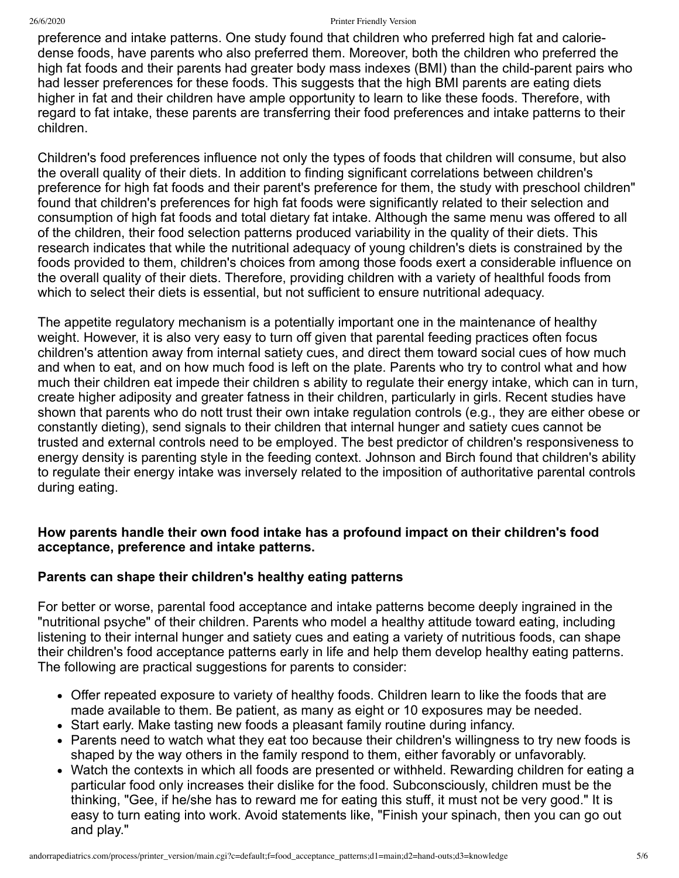preference and intake patterns. One study found that children who preferred high fat and calorie-dense foods, have parents who also preferred them. Moreover, both the children who preferred the high fat foods and their parents had greater body mass indexes (BMI) than the child-parent pairs who had lesser preferences for these foods. This suggests that the high BMI parents are eating diets higher in fat and their children have ample opportunity to learn to like these foods. Therefore, with regard to fat intake, these parents are transferring their food preferences and intake patterns to their children.

Children's food preferences influence not only the types of foods that children will consume, but also the overall quality of their diets. In addition to finding significant correlations between children's preference for high fat foods and their parent's preference for them, the study with preschool children" found that children's preferences for high fat foods were significantly related to their selection and consumption of high fat foods and total dietary fat intake. Although the same menu was offered to all of the children, their food selection patterns produced variability in the quality of their diets. This research indicates that while the nutritional adequacy of young children's diets is constrained by the foods provided to them, children's choices from among those foods exert a considerable influence on the overall quality of their diets. Therefore, providing children with a variety of healthful foods from which to select their diets is essential, but not sufficient to ensure nutritional adequacy.

The appetite regulatory mechanism is a potentially important one in the maintenance of healthy weight. However, it is also very easy to turn off given that parental feeding practices often focus children's attention away from internal satiety cues, and direct them toward social cues of how much and when to eat, and on how much food is left on the plate. Parents who try to control what and how much their children eat impede their children s ability to regulate their energy intake, which can in turn, create higher adiposity and greater fatness in their children, particularly in girls. Recent studies have shown that parents who do nott trust their own intake regulation controls (e.g., they are either obese or constantly dieting), send signals to their children that internal hunger and satiety cues cannot be trusted and external controls need to be employed. The best predictor of children's responsiveness to energy density is parenting style in the feeding context. Johnson and Birch found that children's ability to regulate their energy intake was inversely related to the imposition of authoritative parental controls during eating.

**How parents handle their own food intake has a profound impact on their children's food acceptance, preference and intake patterns.**

**Parents can shape their children's healthy eating patterns**

For better or worse, parental food acceptance and intake patterns become deeply ingrained in the "nutritional psyche" of their children. Parents who model a healthy attitude toward eating, including listening to their internal hunger and satiety cues and eating a variety of nutritious foods, can shape their children's food acceptance patterns early in life and help them develop healthy eating patterns. The following are practical suggestions for parents to consider:

- Offer repeated exposure to variety of healthy foods. Children learn to like the foods that are made available to them. Be patient, as many as eight or 10 exposures may be needed.
- Start early. Make tasting new foods a pleasant family routine during infancy.
- Parents need to watch what they eat too because their children's willingness to try new foods is shaped by the way others in the family respond to them, either favorably or unfavorably.
- Watch the contexts in which all foods are presented or withheld. Rewarding children for eating a particular food only increases their dislike for the food. Subconsciously, children must be the thinking, "Gee, if he/she has to reward me for eating this stuff, it must not be very good." It is easy to turn eating into work. Avoid statements like, "Finish your spinach, then you can go out and play."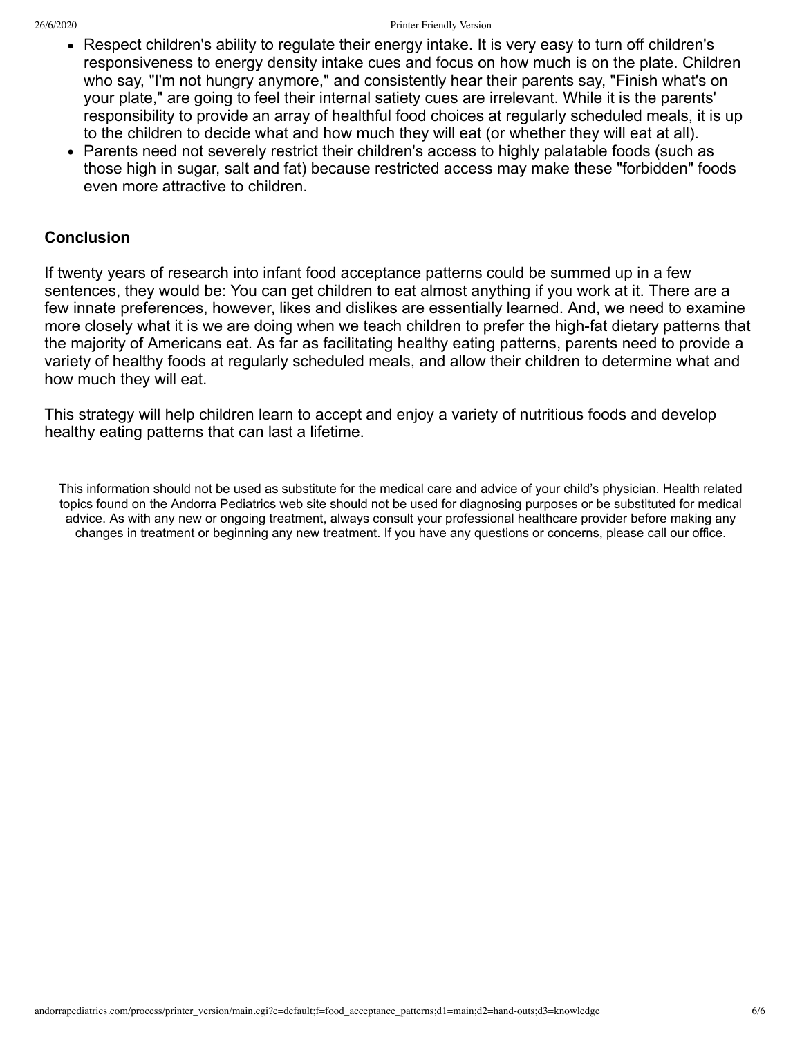- Respect children's ability to regulate their energy intake. It is very easy to turn off children's responsiveness to energy density intake cues and focus on how much is on the plate. Children who say, "I'm not hungry anymore," and consistently hear their parents say, "Finish what's on your plate," are going to feel their internal satiety cues are irrelevant. While it is the parents' responsibility to provide an array of healthful food choices at regularly scheduled meals, it is up to the children to decide what and how much they will eat (or whether they will eat at all).
- Parents need not severely restrict their children's access to highly palatable foods (such as those high in sugar, salt and fat) because restricted access may make these "forbidden" foods even more attractive to children.

### Conclusion

If twenty years of research into infant food acceptance patterns could be summed up in a few sentences, they would be: You can get children to eat almost anything if you work at it. There are a few innate preferences, however, likes and dislikes are essentially learned. And, we need to examine more closely what it is we are doing when we teach children to prefer the high-fat dietary patterns that the majority of Americans eat. As far as facilitating healthy eating patterns, parents need to provide a variety of healthy foods at regularly scheduled meals, and allow their children to determine what and how much they will eat.

This strategy will help children learn to accept and enjoy a variety of nutritious foods and develop healthy eating patterns that can last a lifetime.

This information should not be used as substitute for the medical care and advice of your child's physician. Health related topics found on the Andorra Pediatrics web site should not be used for diagnosing purposes or be substituted for medical advice. As with any new or ongoing treatment, always consult your professional healthcare provider before making any changes in treatment or beginning any new treatment. If you have any questions or concerns, please call our office.